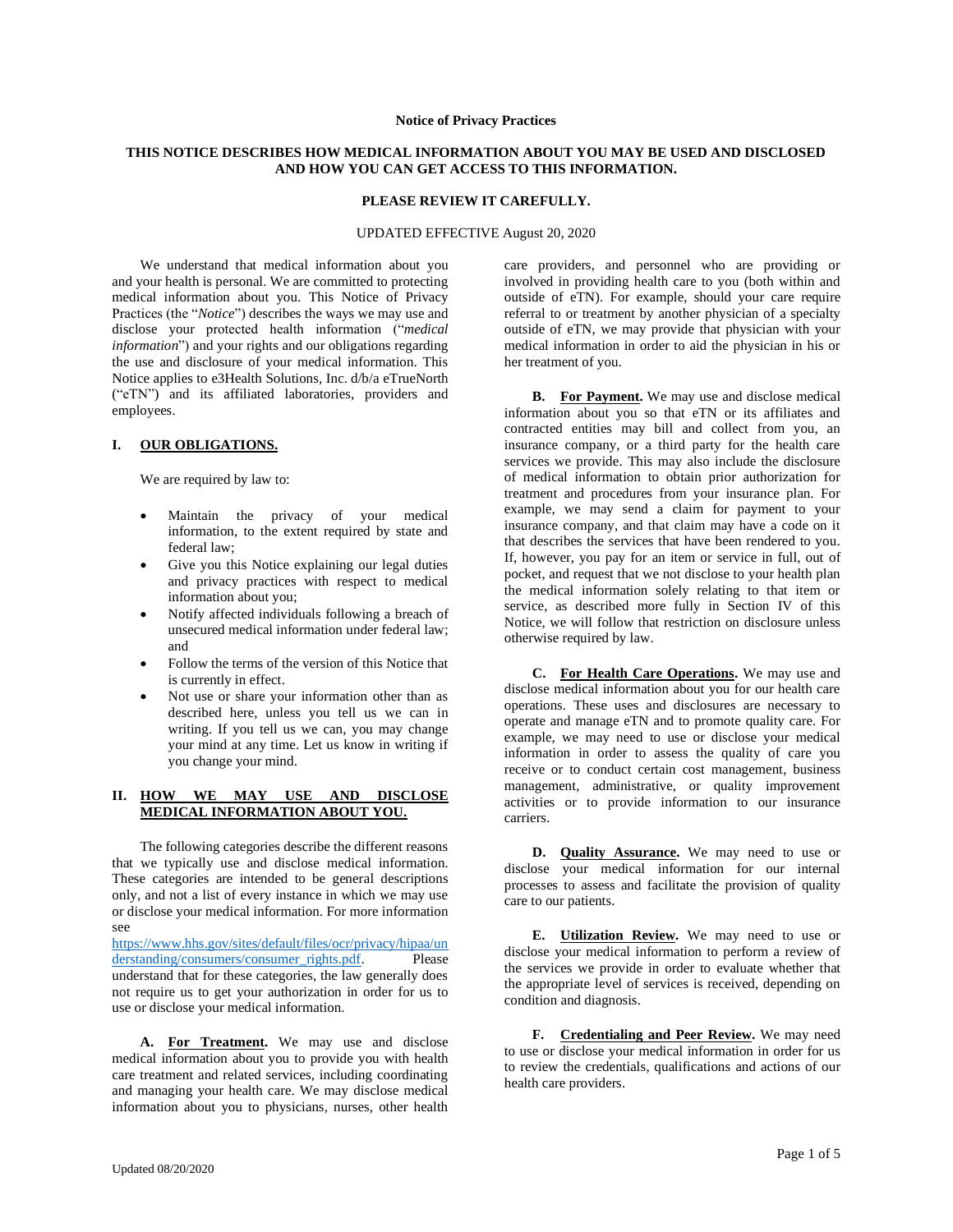**Notice of Privacy Practices**

**THIS NOTICE DESCRIBES HOW MEDICAL INFORMATION ABOUT YOU MAY BE USED AND DISCLOSED AND HOW YOU CAN GET ACCESS TO THIS INFORMATION.**

**PLEASE REVIEW IT CAREFULLY.**

UPDATED EFFECTIVE August 20, 2020

We understand that medical information about you and your health is personal. We are committed to protecting medical information about you. This Notice of Privacy Practices (the "*Notice*") describes the ways we may use and disclose your protected health information ("*medical information*") and your rights and our obligations regarding the use and disclosure of your medical information. This Notice applies to e3Health Solutions, Inc. d/b/a eTrueNorth ("eTN") and its affiliated laboratories, providers and employees.

## I. OUR OBLIGATIONS.

We are required by law to:

- Maintain the privacy of your medical information, to the extent required by state and federal law;
- Give you this Notice explaining our legal duties and privacy practices with respect to medical information about you;
- Notify affected individuals following a breach of unsecured medical information under federal law; and
- Follow the terms of the version of this Notice that is currently in effect.
- Not use or share your information other than as described here, unless you tell us we can in writing. If you tell us we can, you may change your mind at any time. Let us know in writing if you change your mind.

## II. HOW WE MAY USE AND DISCLOSE MEDICAL INFORMATION ABOUT YOU.

The following categories describe the different reasons that we typically use and disclose medical information. These categories are intended to be general descriptions only, and not a list of every instance in which we may use or disclose your medical information. For more information see https://www.hhs.gov/sites/default/files/ocr/privacy/hipaa/understanding/consumers/consumer_rights.pdf. Please understand that for these categories, the law generally does not require us to get your authorization in order for us to use or disclose your medical information.

**A. For Treatment.** We may use and disclose medical information about you to provide you with health care treatment and related services, including coordinating and managing your health care. We may disclose medical information about you to physicians, nurses, other health care providers, and personnel who are providing or involved in providing health care to you (both within and outside of eTN). For example, should your care require referral to or treatment by another physician of a specialty outside of eTN, we may provide that physician with your medical information in order to aid the physician in his or her treatment of you.

**B. For Payment.** We may use and disclose medical information about you so that eTN or its affiliates and contracted entities may bill and collect from you, an insurance company, or a third party for the health care services we provide. This may also include the disclosure of medical information to obtain prior authorization for treatment and procedures from your insurance plan. For example, we may send a claim for payment to your insurance company, and that claim may have a code on it that describes the services that have been rendered to you. If, however, you pay for an item or service in full, out of pocket, and request that we not disclose to your health plan the medical information solely relating to that item or service, as described more fully in Section IV of this Notice, we will follow that restriction on disclosure unless otherwise required by law.

**C. For Health Care Operations.** We may use and disclose medical information about you for our health care operations. These uses and disclosures are necessary to operate and manage eTN and to promote quality care. For example, we may need to use or disclose your medical information in order to assess the quality of care you receive or to conduct certain cost management, business management, administrative, or quality improvement activities or to provide information to our insurance carriers.

**D. Quality Assurance.** We may need to use or disclose your medical information for our internal processes to assess and facilitate the provision of quality care to our patients.

**E. Utilization Review.** We may need to use or disclose your medical information to perform a review of the services we provide in order to evaluate whether that the appropriate level of services is received, depending on condition and diagnosis.

**F. Credentialing and Peer Review.** We may need to use or disclose your medical information in order for us to review the credentials, qualifications and actions of our health care providers.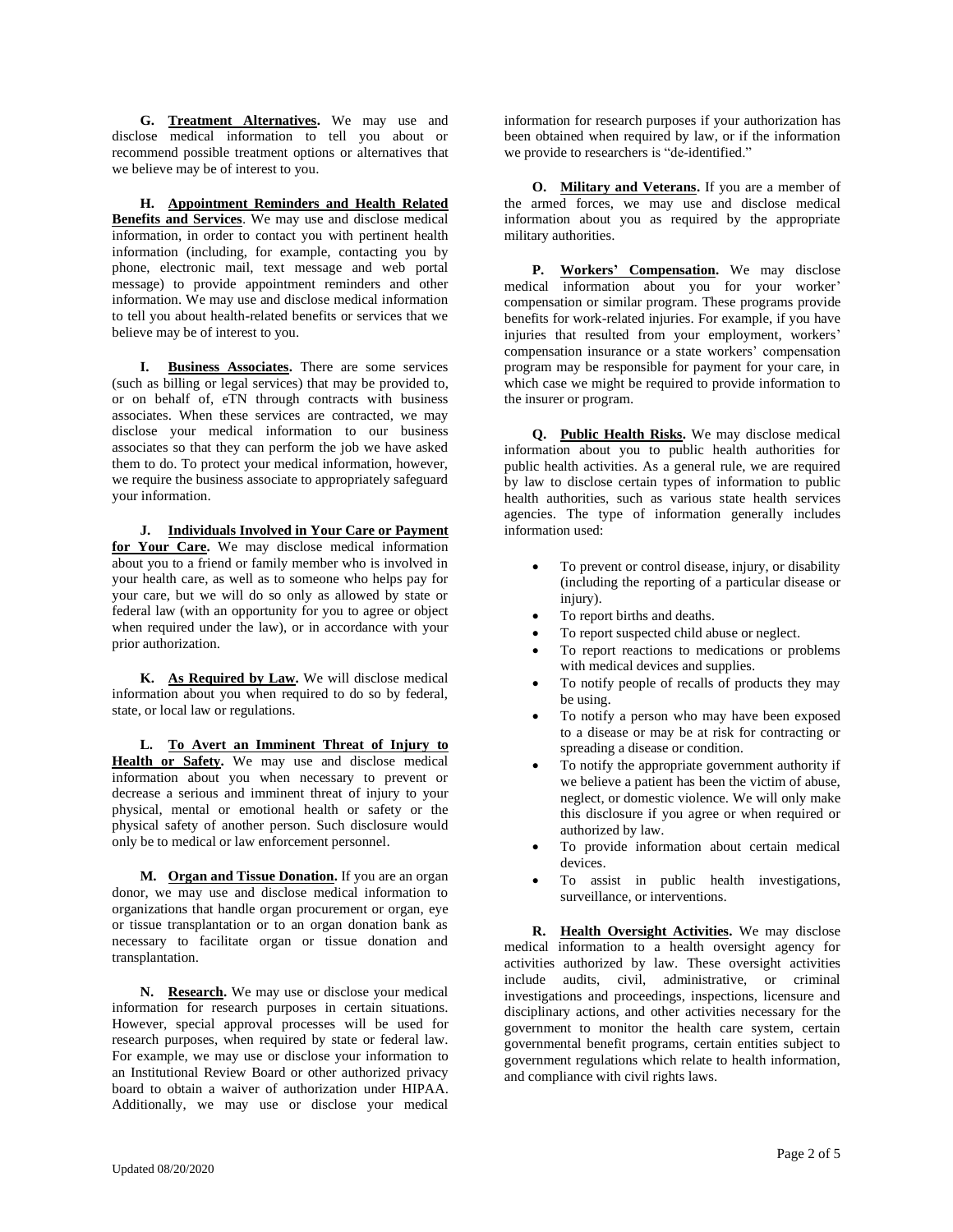**G. Treatment Alternatives.** We may use and disclose medical information to tell you about or recommend possible treatment options or alternatives that we believe may be of interest to you.

**H. Appointment Reminders and Health Related Benefits and Services**. We may use and disclose medical information, in order to contact you with pertinent health information (including, for example, contacting you by phone, electronic mail, text message and web portal message) to provide appointment reminders and other information. We may use and disclose medical information to tell you about health-related benefits or services that we believe may be of interest to you.

**I. Business Associates.** There are some services (such as billing or legal services) that may be provided to, or on behalf of, eTN through contracts with business associates. When these services are contracted, we may disclose your medical information to our business associates so that they can perform the job we have asked them to do. To protect your medical information, however, we require the business associate to appropriately safeguard your information.

**J. Individuals Involved in Your Care or Payment for Your Care.** We may disclose medical information about you to a friend or family member who is involved in your health care, as well as to someone who helps pay for your care, but we will do so only as allowed by state or federal law (with an opportunity for you to agree or object when required under the law), or in accordance with your prior authorization.

**K. As Required by Law.** We will disclose medical information about you when required to do so by federal, state, or local law or regulations.

**L. To Avert an Imminent Threat of Injury to Health or Safety.** We may use and disclose medical information about you when necessary to prevent or decrease a serious and imminent threat of injury to your physical, mental or emotional health or safety or the physical safety of another person. Such disclosure would only be to medical or law enforcement personnel.

**M. Organ and Tissue Donation.** If you are an organ donor, we may use and disclose medical information to organizations that handle organ procurement or organ, eye or tissue transplantation or to an organ donation bank as necessary to facilitate organ or tissue donation and transplantation.

**N. Research.** We may use or disclose your medical information for research purposes in certain situations. However, special approval processes will be used for research purposes, when required by state or federal law. For example, we may use or disclose your information to an Institutional Review Board or other authorized privacy board to obtain a waiver of authorization under HIPAA. Additionally, we may use or disclose your medical information for research purposes if your authorization has been obtained when required by law, or if the information we provide to researchers is "de-identified."

**O. Military and Veterans.** If you are a member of the armed forces, we may use and disclose medical information about you as required by the appropriate military authorities.

**P. Workers' Compensation.** We may disclose medical information about you for your worker' compensation or similar program. These programs provide benefits for work-related injuries. For example, if you have injuries that resulted from your employment, workers' compensation insurance or a state workers' compensation program may be responsible for payment for your care, in which case we might be required to provide information to the insurer or program.

**Q. Public Health Risks.** We may disclose medical information about you to public health authorities for public health activities. As a general rule, we are required by law to disclose certain types of information to public health authorities, such as various state health services agencies. The type of information generally includes information used:

- To prevent or control disease, injury, or disability (including the reporting of a particular disease or injury).
- To report births and deaths.
- To report suspected child abuse or neglect.
- To report reactions to medications or problems with medical devices and supplies.
- To notify people of recalls of products they may be using.
- To notify a person who may have been exposed to a disease or may be at risk for contracting or spreading a disease or condition.
- To notify the appropriate government authority if we believe a patient has been the victim of abuse, neglect, or domestic violence. We will only make this disclosure if you agree or when required or authorized by law.
- To provide information about certain medical devices.
- To assist in public health investigations, surveillance, or interventions.

**R. Health Oversight Activities.** We may disclose medical information to a health oversight agency for activities authorized by law. These oversight activities include audits, civil, administrative, or criminal investigations and proceedings, inspections, licensure and disciplinary actions, and other activities necessary for the government to monitor the health care system, certain governmental benefit programs, certain entities subject to government regulations which relate to health information, and compliance with civil rights laws.

Updated 08/20/2020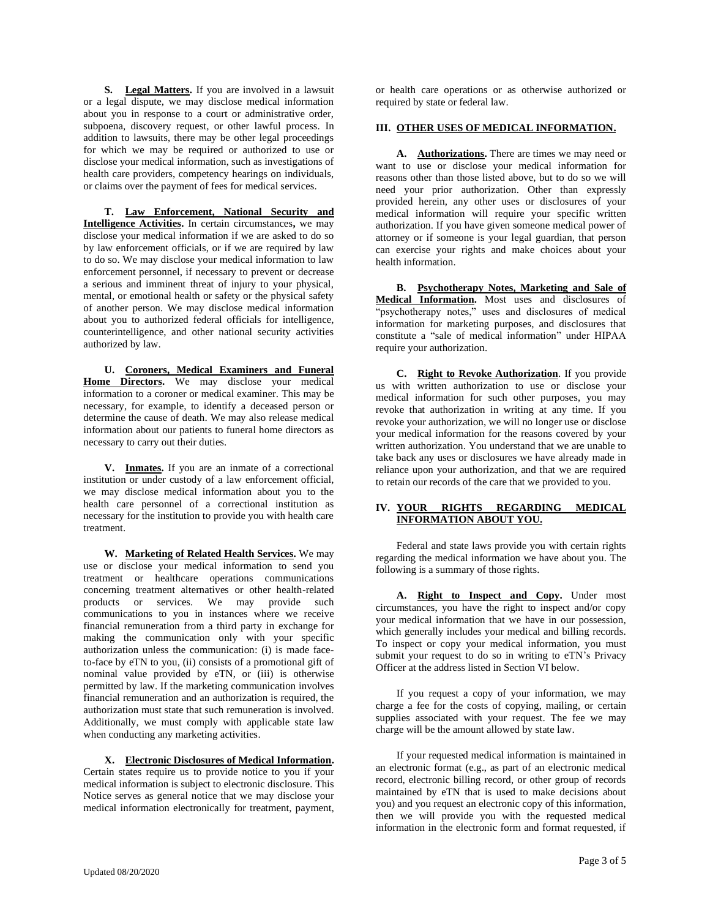**S. Legal Matters.** If you are involved in a lawsuit or a legal dispute, we may disclose medical information about you in response to a court or administrative order, subpoena, discovery request, or other lawful process. In addition to lawsuits, there may be other legal proceedings for which we may be required or authorized to use or disclose your medical information, such as investigations of health care providers, competency hearings on individuals, or claims over the payment of fees for medical services.

**T. Law Enforcement, National Security and Intelligence Activities.** In certain circumstances**,** we may disclose your medical information if we are asked to do so by law enforcement officials, or if we are required by law to do so. We may disclose your medical information to law enforcement personnel, if necessary to prevent or decrease a serious and imminent threat of injury to your physical, mental, or emotional health or safety or the physical safety of another person. We may disclose medical information about you to authorized federal officials for intelligence, counterintelligence, and other national security activities authorized by law.

**U. Coroners, Medical Examiners and Funeral Home Directors.** We may disclose your medical information to a coroner or medical examiner. This may be necessary, for example, to identify a deceased person or determine the cause of death. We may also release medical information about our patients to funeral home directors as necessary to carry out their duties.

**V. Inmates.** If you are an inmate of a correctional institution or under custody of a law enforcement official, we may disclose medical information about you to the health care personnel of a correctional institution as necessary for the institution to provide you with health care treatment.

**W. Marketing of Related Health Services.** We may use or disclose your medical information to send you treatment or healthcare operations communications concerning treatment alternatives or other health-related products or services. We may provide such communications to you in instances where we receive financial remuneration from a third party in exchange for making the communication only with your specific authorization unless the communication: (i) is made face-to-face by eTN to you, (ii) consists of a promotional gift of nominal value provided by eTN, or (iii) is otherwise permitted by law. If the marketing communication involves financial remuneration and an authorization is required, the authorization must state that such remuneration is involved. Additionally, we must comply with applicable state law when conducting any marketing activities.

**X. Electronic Disclosures of Medical Information.** Certain states require us to provide notice to you if your medical information is subject to electronic disclosure. This Notice serves as general notice that we may disclose your medical information electronically for treatment, payment, or health care operations or as otherwise authorized or required by state or federal law.

## III. OTHER USES OF MEDICAL INFORMATION.

**A. Authorizations.** There are times we may need or want to use or disclose your medical information for reasons other than those listed above, but to do so we will need your prior authorization. Other than expressly provided herein, any other uses or disclosures of your medical information will require your specific written authorization. If you have given someone medical power of attorney or if someone is your legal guardian, that person can exercise your rights and make choices about your health information.

**B. Psychotherapy Notes, Marketing and Sale of Medical Information.** Most uses and disclosures of "psychotherapy notes," uses and disclosures of medical information for marketing purposes, and disclosures that constitute a "sale of medical information" under HIPAA require your authorization.

**C. Right to Revoke Authorization**. If you provide us with written authorization to use or disclose your medical information for such other purposes, you may revoke that authorization in writing at any time. If you revoke your authorization, we will no longer use or disclose your medical information for the reasons covered by your written authorization. You understand that we are unable to take back any uses or disclosures we have already made in reliance upon your authorization, and that we are required to retain our records of the care that we provided to you.

## IV. YOUR RIGHTS REGARDING MEDICAL INFORMATION ABOUT YOU.

Federal and state laws provide you with certain rights regarding the medical information we have about you. The following is a summary of those rights.

**A. Right to Inspect and Copy.** Under most circumstances, you have the right to inspect and/or copy your medical information that we have in our possession, which generally includes your medical and billing records. To inspect or copy your medical information, you must submit your request to do so in writing to eTN's Privacy Officer at the address listed in Section VI below.

If you request a copy of your information, we may charge a fee for the costs of copying, mailing, or certain supplies associated with your request. The fee we may charge will be the amount allowed by state law.

If your requested medical information is maintained in an electronic format (e.g., as part of an electronic medical record, electronic billing record, or other group of records maintained by eTN that is used to make decisions about you) and you request an electronic copy of this information, then we will provide you with the requested medical information in the electronic form and format requested, if

Updated 08/20/2020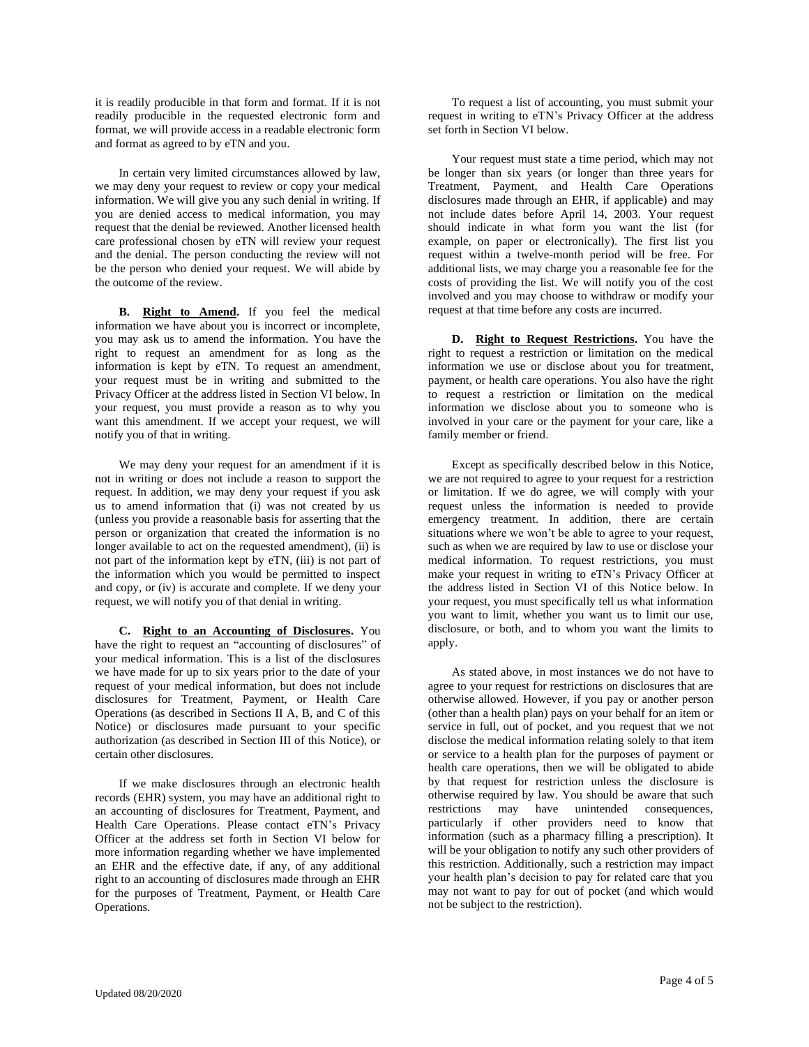it is readily producible in that form and format. If it is not readily producible in the requested electronic form and format, we will provide access in a readable electronic form and format as agreed to by eTN and you.

In certain very limited circumstances allowed by law, we may deny your request to review or copy your medical information. We will give you any such denial in writing. If you are denied access to medical information, you may request that the denial be reviewed. Another licensed health care professional chosen by eTN will review your request and the denial. The person conducting the review will not be the person who denied your request. We will abide by the outcome of the review.

**B. <u>Right to Amend</u>.** If you feel the medical information we have about you is incorrect or incomplete, you may ask us to amend the information. You have the right to request an amendment for as long as the information is kept by eTN. To request an amendment, your request must be in writing and submitted to the Privacy Officer at the address listed in Section VI below. In your request, you must provide a reason as to why you want this amendment. If we accept your request, we will notify you of that in writing.

We may deny your request for an amendment if it is not in writing or does not include a reason to support the request. In addition, we may deny your request if you ask us to amend information that (i) was not created by us (unless you provide a reasonable basis for asserting that the person or organization that created the information is no longer available to act on the requested amendment), (ii) is not part of the information kept by eTN, (iii) is not part of the information which you would be permitted to inspect and copy, or (iv) is accurate and complete. If we deny your request, we will notify you of that denial in writing.

**C. <u>Right to an Accounting of Disclosures</u>.** You have the right to request an "accounting of disclosures" of your medical information. This is a list of the disclosures we have made for up to six years prior to the date of your request of your medical information, but does not include disclosures for Treatment, Payment, or Health Care Operations (as described in Sections II A, B, and C of this Notice) or disclosures made pursuant to your specific authorization (as described in Section III of this Notice), or certain other disclosures.

If we make disclosures through an electronic health records (EHR) system, you may have an additional right to an accounting of disclosures for Treatment, Payment, and Health Care Operations. Please contact eTN's Privacy Officer at the address set forth in Section VI below for more information regarding whether we have implemented an EHR and the effective date, if any, of any additional right to an accounting of disclosures made through an EHR for the purposes of Treatment, Payment, or Health Care Operations.

To request a list of accounting, you must submit your request in writing to eTN's Privacy Officer at the address set forth in Section VI below.

Your request must state a time period, which may not be longer than six years (or longer than three years for Treatment, Payment, and Health Care Operations disclosures made through an EHR, if applicable) and may not include dates before April 14, 2003. Your request should indicate in what form you want the list (for example, on paper or electronically). The first list you request within a twelve-month period will be free. For additional lists, we may charge you a reasonable fee for the costs of providing the list. We will notify you of the cost involved and you may choose to withdraw or modify your request at that time before any costs are incurred.

**D. <u>Right to Request Restrictions</u>.** You have the right to request a restriction or limitation on the medical information we use or disclose about you for treatment, payment, or health care operations. You also have the right to request a restriction or limitation on the medical information we disclose about you to someone who is involved in your care or the payment for your care, like a family member or friend.

Except as specifically described below in this Notice, we are not required to agree to your request for a restriction or limitation. If we do agree, we will comply with your request unless the information is needed to provide emergency treatment. In addition, there are certain situations where we won't be able to agree to your request, such as when we are required by law to use or disclose your medical information. To request restrictions, you must make your request in writing to eTN's Privacy Officer at the address listed in Section VI of this Notice below. In your request, you must specifically tell us what information you want to limit, whether you want us to limit our use, disclosure, or both, and to whom you want the limits to apply.

As stated above, in most instances we do not have to agree to your request for restrictions on disclosures that are otherwise allowed. However, if you pay or another person (other than a health plan) pays on your behalf for an item or service in full, out of pocket, and you request that we not disclose the medical information relating solely to that item or service to a health plan for the purposes of payment or health care operations, then we will be obligated to abide by that request for restriction unless the disclosure is otherwise required by law. You should be aware that such restrictions may have unintended consequences, particularly if other providers need to know that information (such as a pharmacy filling a prescription). It will be your obligation to notify any such other providers of this restriction. Additionally, such a restriction may impact your health plan's decision to pay for related care that you may not want to pay for out of pocket (and which would not be subject to the restriction).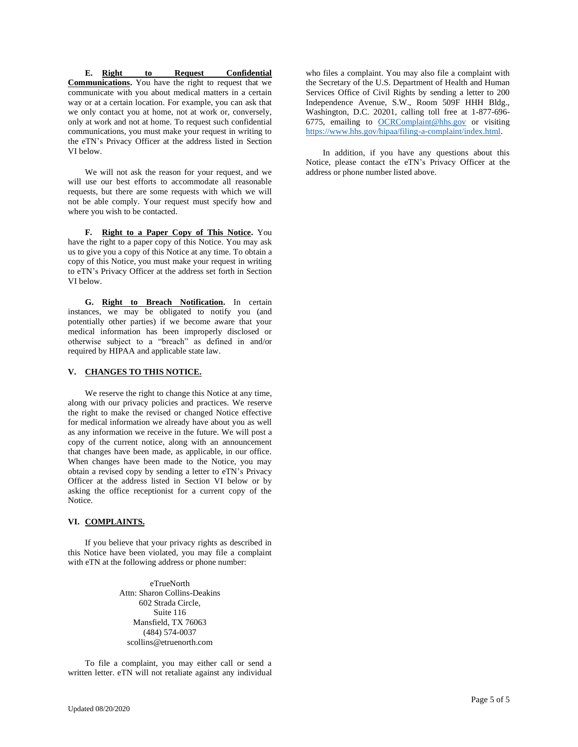**E. Right to Request Confidential Communications.** You have the right to request that we communicate with you about medical matters in a certain way or at a certain location. For example, you can ask that we only contact you at home, not at work or, conversely, only at work and not at home. To request such confidential communications, you must make your request in writing to the eTN's Privacy Officer at the address listed in Section VI below.

We will not ask the reason for your request, and we will use our best efforts to accommodate all reasonable requests, but there are some requests with which we will not be able comply. Your request must specify how and where you wish to be contacted.

**F. Right to a Paper Copy of This Notice.** You have the right to a paper copy of this Notice. You may ask us to give you a copy of this Notice at any time. To obtain a copy of this Notice, you must make your request in writing to eTN's Privacy Officer at the address set forth in Section VI below.

**G. Right to Breach Notification.** In certain instances, we may be obligated to notify you (and potentially other parties) if we become aware that your medical information has been improperly disclosed or otherwise subject to a "breach" as defined in and/or required by HIPAA and applicable state law.

## V. CHANGES TO THIS NOTICE.

We reserve the right to change this Notice at any time, along with our privacy policies and practices. We reserve the right to make the revised or changed Notice effective for medical information we already have about you as well as any information we receive in the future. We will post a copy of the current notice, along with an announcement that changes have been made, as applicable, in our office. When changes have been made to the Notice, you may obtain a revised copy by sending a letter to eTN's Privacy Officer at the address listed in Section VI below or by asking the office receptionist for a current copy of the Notice.

## VI. COMPLAINTS.

If you believe that your privacy rights as described in this Notice have been violated, you may file a complaint with eTN at the following address or phone number:

eTrueNorth
Attn: Sharon Collins-Deakins
602 Strada Circle,
Suite 116
Mansfield, TX 76063
(484) 574-0037
scollins@etruenorth.com

To file a complaint, you may either call or send a written letter. eTN will not retaliate against any individual who files a complaint. You may also file a complaint with the Secretary of the U.S. Department of Health and Human Services Office of Civil Rights by sending a letter to 200 Independence Avenue, S.W., Room 509F HHH Bldg., Washington, D.C. 20201, calling toll free at 1-877-696-6775, emailing to OCRComplaint@hhs.gov or visiting https://www.hhs.gov/hipaa/filing-a-complaint/index.html.

In addition, if you have any questions about this Notice, please contact the eTN's Privacy Officer at the address or phone number listed above.

Updated 08/20/2020